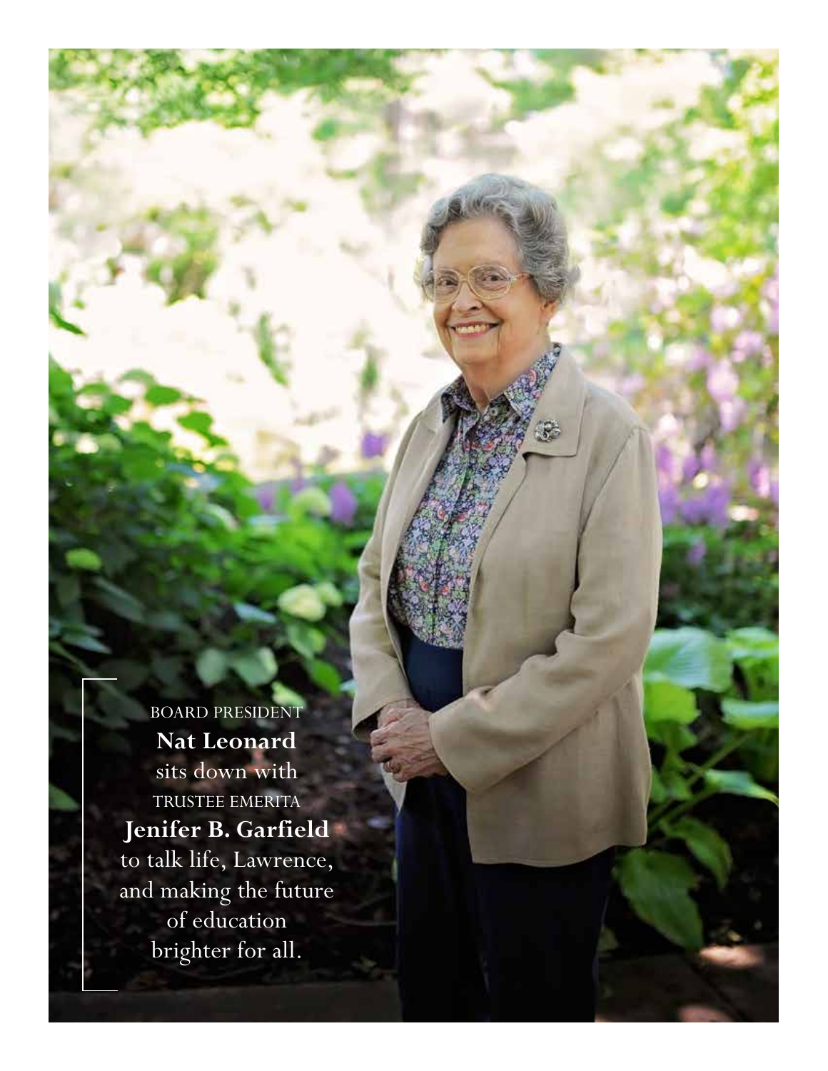BOARD PRESIDENT

**Nat Leonard**

sits down with

TRUSTEE EMERITA

**Jenifer B. Garfield**

to talk life, Lawrence, and making the future of education brighter for all.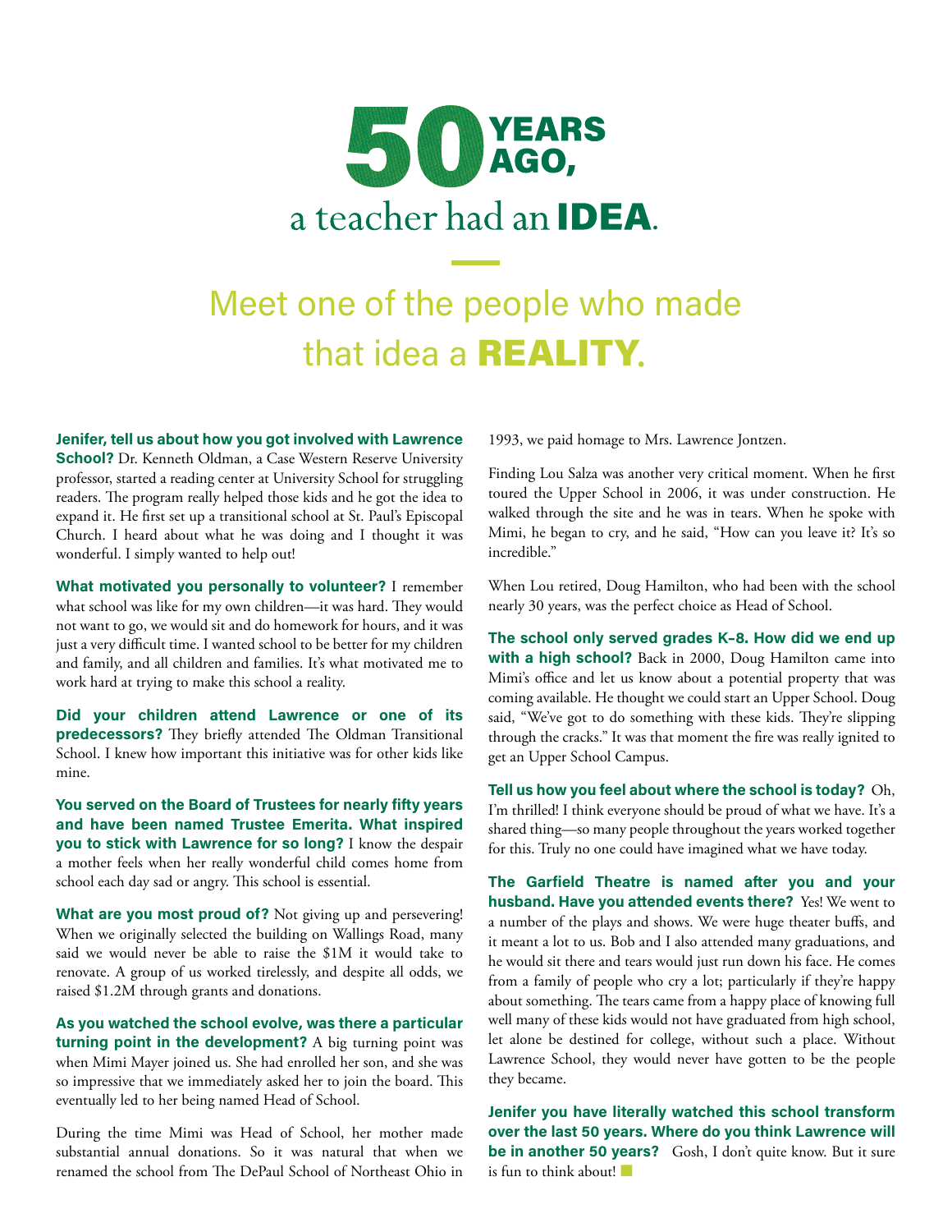# 50 YEARS AGO, a teacher had an IDEA.

## Meet one of the people who made that idea a REALITY.

**Jenifer, tell us about how you got involved with Lawrence School?** Dr. Kenneth Oldman, a Case Western Reserve University professor, started a reading center at University School for struggling readers. The program really helped those kids and he got the idea to expand it. He first set up a transitional school at St. Paul's Episcopal Church. I heard about what he was doing and I thought it was wonderful. I simply wanted to help out!

**What motivated you personally to volunteer?** I remember what school was like for my own children—it was hard. They would not want to go, we would sit and do homework for hours, and it was just a very difficult time. I wanted school to be better for my children and family, and all children and families. It's what motivated me to work hard at trying to make this school a reality.

**Did your children attend Lawrence or one of its predecessors?** They briefly attended The Oldman Transitional School. I knew how important this initiative was for other kids like mine.

**You served on the Board of Trustees for nearly fifty years and have been named Trustee Emerita. What inspired you to stick with Lawrence for so long?** I know the despair a mother feels when her really wonderful child comes home from school each day sad or angry. This school is essential.

**What are you most proud of?** Not giving up and persevering! When we originally selected the building on Wallings Road, many said we would never be able to raise the $1M it would take to renovate. A group of us worked tirelessly, and despite all odds, we raised $1.2M through grants and donations.

**As you watched the school evolve, was there a particular turning point in the development?** A big turning point was when Mimi Mayer joined us. She had enrolled her son, and she was so impressive that we immediately asked her to join the board. This eventually led to her being named Head of School.

During the time Mimi was Head of School, her mother made substantial annual donations. So it was natural that when we renamed the school from The DePaul School of Northeast Ohio in 1993, we paid homage to Mrs. Lawrence Jontzen.

Finding Lou Salza was another very critical moment. When he first toured the Upper School in 2006, it was under construction. He walked through the site and he was in tears. When he spoke with Mimi, he began to cry, and he said, "How can you leave it? It's so incredible."

When Lou retired, Doug Hamilton, who had been with the school nearly 30 years, was the perfect choice as Head of School.

**The school only served grades K–8. How did we end up with a high school?** Back in 2000, Doug Hamilton came into Mimi's office and let us know about a potential property that was coming available. He thought we could start an Upper School. Doug said, "We've got to do something with these kids. They're slipping through the cracks." It was that moment the fire was really ignited to get an Upper School Campus.

**Tell us how you feel about where the school is today?** Oh, I'm thrilled! I think everyone should be proud of what we have. It's a shared thing—so many people throughout the years worked together for this. Truly no one could have imagined what we have today.

**The Garfield Theatre is named after you and your husband. Have you attended events there?** Yes! We went to a number of the plays and shows. We were huge theater buffs, and it meant a lot to us. Bob and I also attended many graduations, and he would sit there and tears would just run down his face. He comes from a family of people who cry a lot; particularly if they're happy about something. The tears came from a happy place of knowing full well many of these kids would not have graduated from high school, let alone be destined for college, without such a place. Without Lawrence School, they would never have gotten to be the people they became.

**Jenifer you have literally watched this school transform over the last 50 years. Where do you think Lawrence will be in another 50 years?** Gosh, I don't quite know. But it sure is fun to think about!